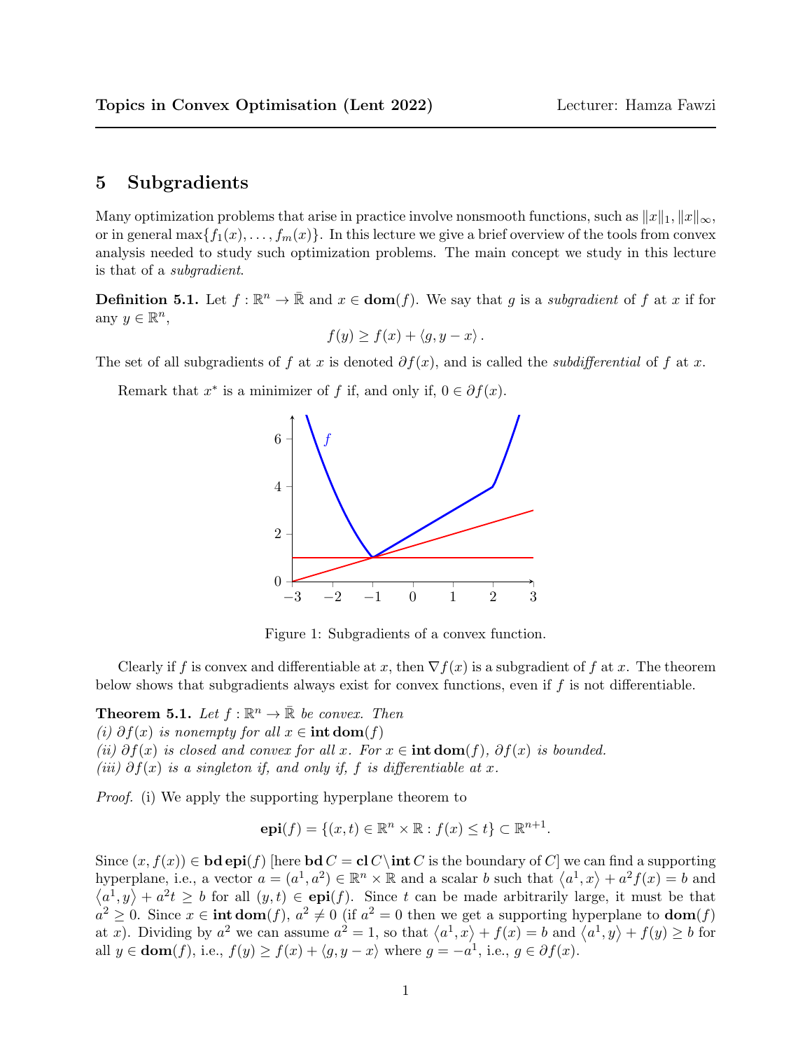## 5 Subgradients

Many optimization problems that arise in practice involve nonsmooth functions, such as $\|x\|_1, \|x\|_\infty$, or in general $\max\{f_1(x), \dots, f_m(x)\}$. In this lecture we give a brief overview of the tools from convex analysis needed to study such optimization problems. The main concept we study in this lecture is that of a *subgradient*.

**Definition 5.1.** Let $f : \mathbb{R}^n \to \bar{\mathbb{R}}$ and $x \in \mathbf{dom}(f)$. We say that $g$ is a *subgradient* of $f$ at $x$ if for any $y \in \mathbb{R}^n$,

$$f(y) \geq f(x) + \langle g, y - x \rangle .$$

The set of all subgradients of $f$ at $x$ is denoted $\partial f(x)$, and is called the *subdifferential* of $f$ at $x$.

Remark that $x^*$ is a minimizer of $f$ if, and only if, $0 \in \partial f(x)$.

Figure 1: Subgradients of a convex function.

Clearly if $f$ is convex and differentiable at $x$, then $\nabla f(x)$ is a subgradient of $f$ at $x$. The theorem below shows that subgradients always exist for convex functions, even if $f$ is not differentiable.

**Theorem 5.1.** *Let $f : \mathbb{R}^n \to \bar{\mathbb{R}}$ be convex. Then*
*(i) $\partial f(x)$ is nonempty for all $x \in \mathbf{int}\,\mathbf{dom}(f)$*
*(ii) $\partial f(x)$ is closed and convex for all $x$. For $x \in \mathbf{int}\,\mathbf{dom}(f)$, $\partial f(x)$ is bounded.*
*(iii) $\partial f(x)$ is a singleton if, and only if, $f$ is differentiable at $x$.*

*Proof.* (i) We apply the supporting hyperplane theorem to

$$\mathbf{epi}(f) = \{(x, t) \in \mathbb{R}^n \times \mathbb{R} : f(x) \leq t\} \subset \mathbb{R}^{n+1}.$$

Since $(x, f(x)) \in \mathbf{bd}\,\mathbf{epi}(f)$ [here $\mathbf{bd}\,C = \mathbf{cl}\,C \setminus \mathbf{int}\,C$ is the boundary of $C$] we can find a supporting hyperplane, i.e., a vector $a = (a^1, a^2) \in \mathbb{R}^n \times \mathbb{R}$ and a scalar $b$ such that $\langle a^1, x \rangle + a^2 f(x) = b$ and $\langle a^1, y \rangle + a^2 t \geq b$ for all $(y, t) \in \mathbf{epi}(f)$. Since $t$ can be made arbitrarily large, it must be that $a^2 \geq 0$. Since $x \in \mathbf{int}\,\mathbf{dom}(f)$, $a^2 \neq 0$ (if $a^2 = 0$ then we get a supporting hyperplane to $\mathbf{dom}(f)$ at $x$). Dividing by $a^2$ we can assume $a^2 = 1$, so that $\langle a^1, x \rangle + f(x) = b$ and $\langle a^1, y \rangle + f(y) \geq b$ for all $y \in \mathbf{dom}(f)$, i.e., $f(y) \geq f(x) + \langle g, y - x \rangle$ where $g = -a^1$, i.e., $g \in \partial f(x)$.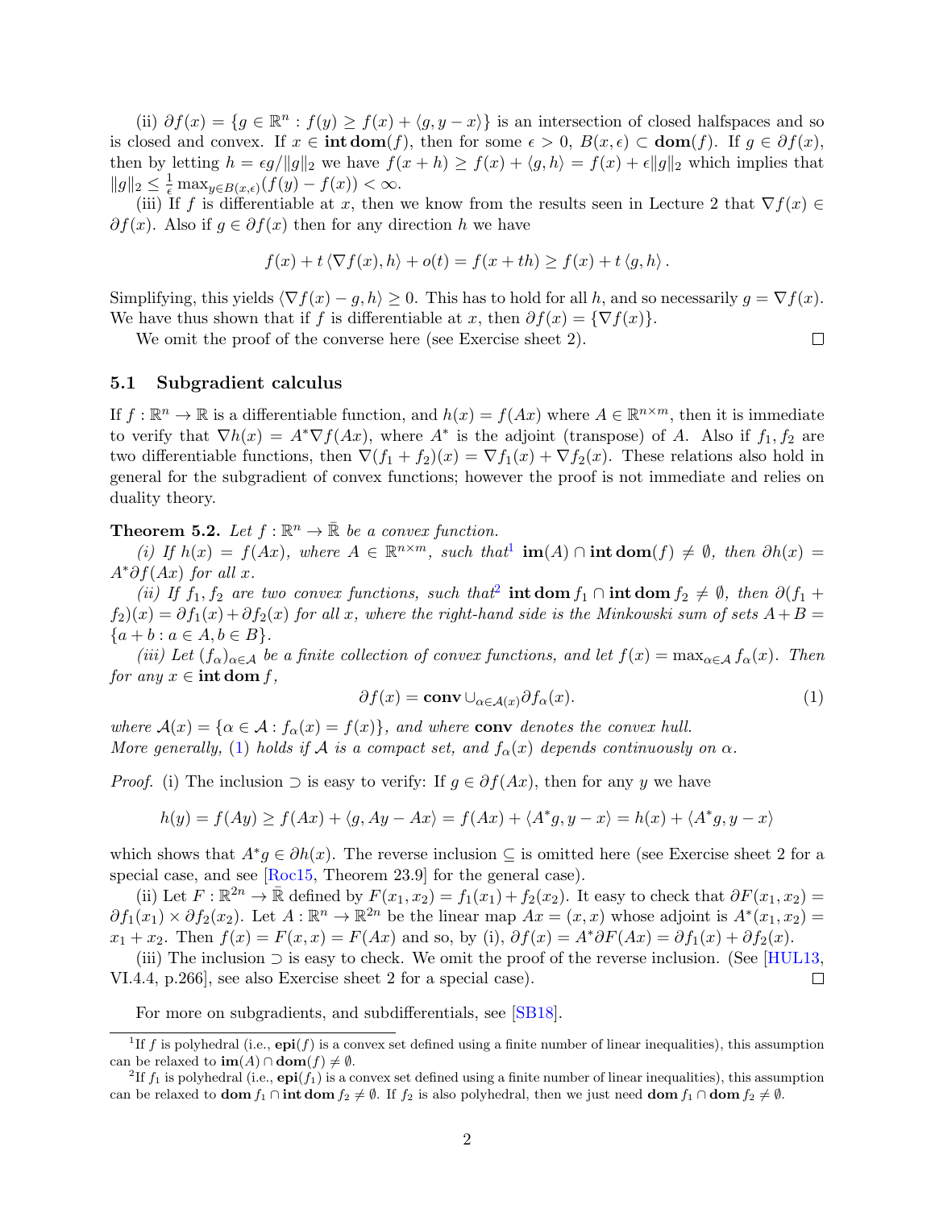(ii) $\partial f(x) = \{g \in \mathbb{R}^n : f(y) \geq f(x) + \langle g, y - x\rangle\}$ is an intersection of closed halfspaces and so is closed and convex. If $x \in \mathbf{int\,dom}(f)$, then for some $\epsilon > 0$, $B(x,\epsilon) \subset \mathbf{dom}(f)$. If $g \in \partial f(x)$, then by letting $h = \epsilon g / \|g\|_2$ we have $f(x+h) \geq f(x) + \langle g, h\rangle = f(x) + \epsilon \|g\|_2$ which implies that $\|g\|_2 \leq \frac{1}{\epsilon} \max_{y \in B(x,\epsilon)} (f(y) - f(x)) < \infty$.

(iii) If $f$ is differentiable at $x$, then we know from the results seen in Lecture 2 that $\nabla f(x) \in \partial f(x)$. Also if $g \in \partial f(x)$ then for any direction $h$ we have

$$f(x) + t\langle \nabla f(x), h\rangle + o(t) = f(x+th) \geq f(x) + t\langle g, h\rangle .$$

Simplifying, this yields $\langle \nabla f(x) - g, h\rangle \geq 0$. This has to hold for all $h$, and so necessarily $g = \nabla f(x)$. We have thus shown that if $f$ is differentiable at $x$, then $\partial f(x) = \{\nabla f(x)\}$.

We omit the proof of the converse here (see Exercise sheet 2). □

### 5.1 Subgradient calculus

If $f : \mathbb{R}^n \to \mathbb{R}$ is a differentiable function, and $h(x) = f(Ax)$ where $A \in \mathbb{R}^{n\times m}$, then it is immediate to verify that $\nabla h(x) = A^* \nabla f(Ax)$, where $A^*$ is the adjoint (transpose) of $A$. Also if $f_1, f_2$ are two differentiable functions, then $\nabla(f_1 + f_2)(x) = \nabla f_1(x) + \nabla f_2(x)$. These relations also hold in general for the subgradient of convex functions; however the proof is not immediate and relies on duality theory.

**Theorem 5.2.** *Let $f : \mathbb{R}^n \to \bar{\mathbb{R}}$ be a convex function.*

*(i) If $h(x) = f(Ax)$, where $A \in \mathbb{R}^{n\times m}$, such that*[1] $\mathbf{im}(A) \cap \mathbf{int\,dom}(f) \neq \emptyset$, *then* $\partial h(x) = A^* \partial f(Ax)$ *for all* $x$.

*(ii) If $f_1, f_2$ are two convex functions, such that*[2] $\mathbf{int\,dom}\, f_1 \cap \mathbf{int\,dom}\, f_2 \neq \emptyset$, *then* $\partial(f_1 + f_2)(x) = \partial f_1(x) + \partial f_2(x)$ *for all $x$, where the right-hand side is the Minkowski sum of sets $A + B = \{a + b : a \in A, b \in B\}$.*

*(iii) Let $(f_\alpha)_{\alpha\in\mathcal{A}}$ be a finite collection of convex functions, and let $f(x) = \max_{\alpha\in\mathcal{A}} f_\alpha(x)$. Then for any $x \in \mathbf{int\,dom}\, f$,*

$$\partial f(x) = \mathbf{conv} \cup_{\alpha\in\mathcal{A}(x)} \partial f_\alpha(x). \tag{1}$$

*where $\mathcal{A}(x) = \{\alpha \in \mathcal{A} : f_\alpha(x) = f(x)\}$, and where* **conv** *denotes the convex hull.*
*More generally, (1) holds if $\mathcal{A}$ is a compact set, and $f_\alpha(x)$ depends continuously on $\alpha$.*

*Proof.* (i) The inclusion $\supset$ is easy to verify: If $g \in \partial f(Ax)$, then for any $y$ we have

$$h(y) = f(Ay) \geq f(Ax) + \langle g, Ay - Ax\rangle = f(Ax) + \langle A^* g, y - x\rangle = h(x) + \langle A^* g, y - x\rangle$$

which shows that $A^* g \in \partial h(x)$. The reverse inclusion $\subseteq$ is omitted here (see Exercise sheet 2 for a special case, and see [Roc15, Theorem 23.9] for the general case).

(ii) Let $F : \mathbb{R}^{2n} \to \bar{\mathbb{R}}$ defined by $F(x_1, x_2) = f_1(x_1) + f_2(x_2)$. It easy to check that $\partial F(x_1, x_2) = \partial f_1(x_1) \times \partial f_2(x_2)$. Let $A : \mathbb{R}^n \to \mathbb{R}^{2n}$ be the linear map $Ax = (x, x)$ whose adjoint is $A^*(x_1, x_2) = x_1 + x_2$. Then $f(x) = F(x, x) = F(Ax)$ and so, by (i), $\partial f(x) = A^* \partial F(Ax) = \partial f_1(x) + \partial f_2(x)$.

(iii) The inclusion $\supset$ is easy to check. We omit the proof of the reverse inclusion. (See [HUL13, VI.4.4, p.266], see also Exercise sheet 2 for a special case). □

For more on subgradients, and subdifferentials, see [SB18].

---

[1] If $f$ is polyhedral (i.e., $\mathbf{epi}(f)$ is a convex set defined using a finite number of linear inequalities), this assumption can be relaxed to $\mathbf{im}(A) \cap \mathbf{dom}(f) \neq \emptyset$.

[2] If $f_1$ is polyhedral (i.e., $\mathbf{epi}(f_1)$ is a convex set defined using a finite number of linear inequalities), this assumption can be relaxed to $\mathbf{dom}\, f_1 \cap \mathbf{int\,dom}\, f_2 \neq \emptyset$. If $f_2$ is also polyhedral, then we just need $\mathbf{dom}\, f_1 \cap \mathbf{dom}\, f_2 \neq \emptyset$.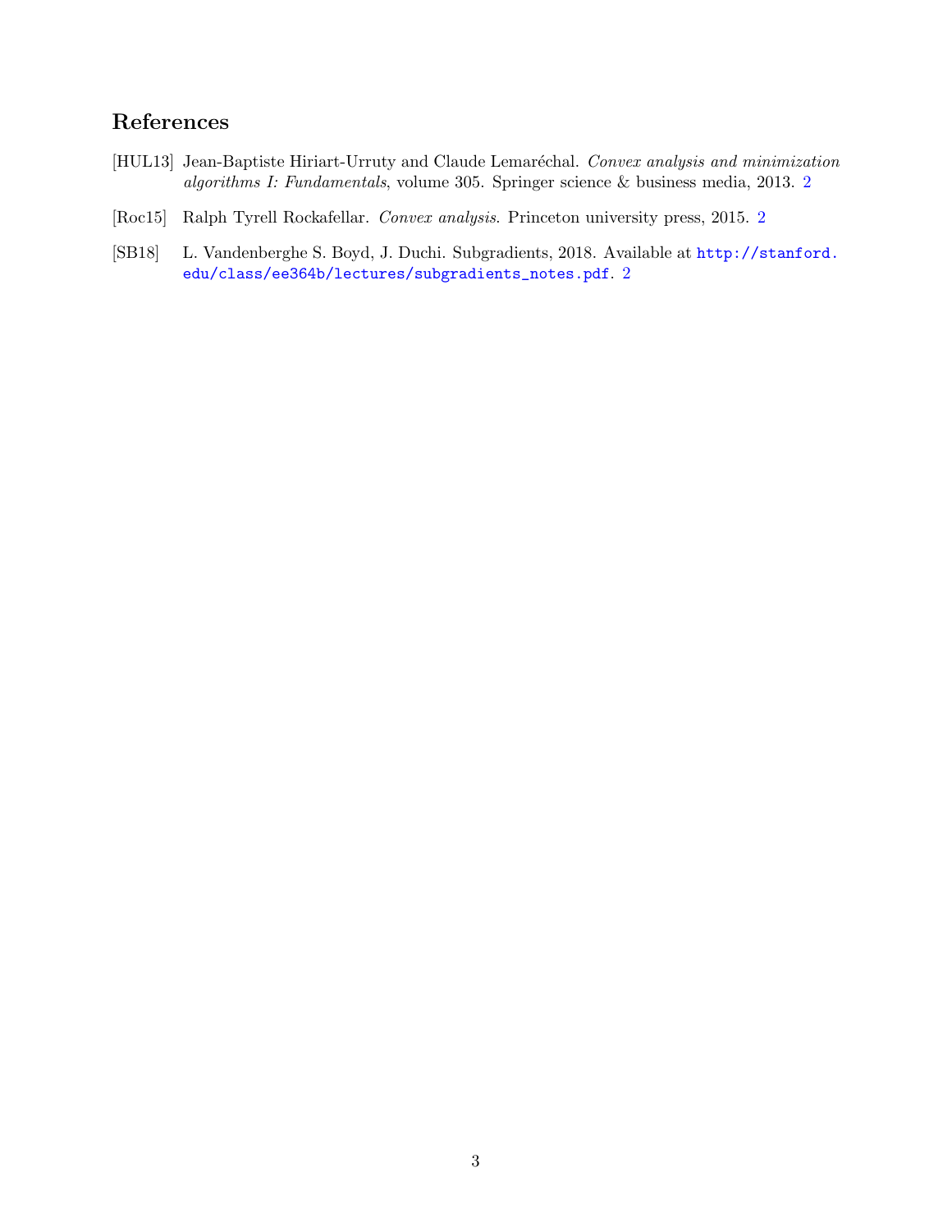## References

[HUL13] Jean-Baptiste Hiriart-Urruty and Claude Lemaréchal. *Convex analysis and minimization algorithms I: Fundamentals*, volume 305. Springer science & business media, 2013. 2

[Roc15] Ralph Tyrell Rockafellar. *Convex analysis*. Princeton university press, 2015. 2

[SB18] L. Vandenberghe S. Boyd, J. Duchi. Subgradients, 2018. Available at http://stanford.edu/class/ee364b/lectures/subgradients_notes.pdf. 2